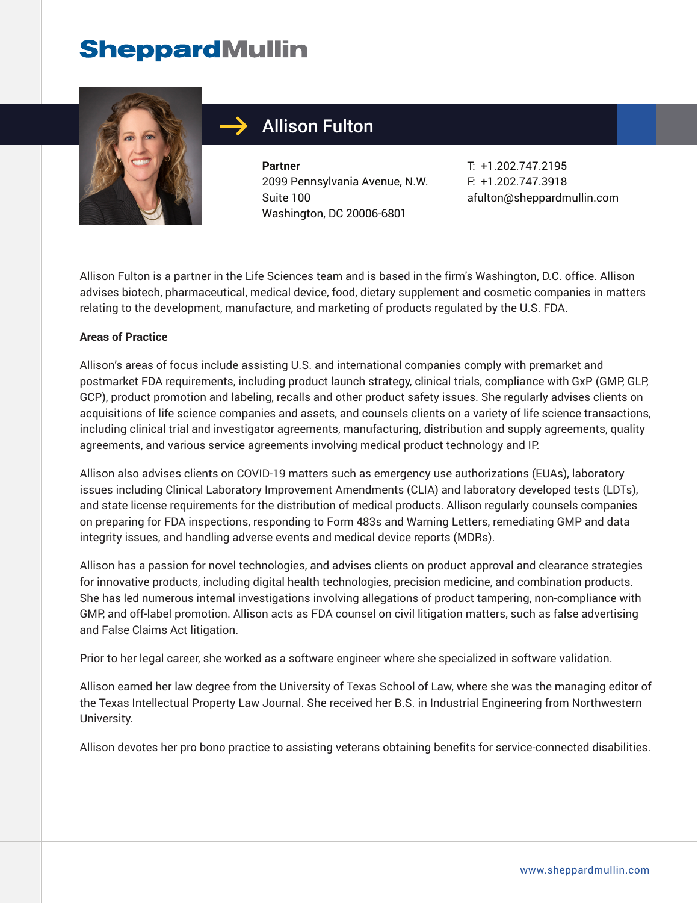SheppardMullin

# Allison Fulton

**Partner**
2099 Pennsylvania Avenue, N.W.
Suite 100
Washington, DC 20006-6801

T: +1.202.747.2195
F: +1.202.747.3918
afulton@sheppardmullin.com

Allison Fulton is a partner in the Life Sciences team and is based in the firm's Washington, D.C. office. Allison advises biotech, pharmaceutical, medical device, food, dietary supplement and cosmetic companies in matters relating to the development, manufacture, and marketing of products regulated by the U.S. FDA.

**Areas of Practice**

Allison's areas of focus include assisting U.S. and international companies comply with premarket and postmarket FDA requirements, including product launch strategy, clinical trials, compliance with GxP (GMP, GLP, GCP), product promotion and labeling, recalls and other product safety issues. She regularly advises clients on acquisitions of life science companies and assets, and counsels clients on a variety of life science transactions, including clinical trial and investigator agreements, manufacturing, distribution and supply agreements, quality agreements, and various service agreements involving medical product technology and IP.

Allison also advises clients on COVID-19 matters such as emergency use authorizations (EUAs), laboratory issues including Clinical Laboratory Improvement Amendments (CLIA) and laboratory developed tests (LDTs), and state license requirements for the distribution of medical products. Allison regularly counsels companies on preparing for FDA inspections, responding to Form 483s and Warning Letters, remediating GMP and data integrity issues, and handling adverse events and medical device reports (MDRs).

Allison has a passion for novel technologies, and advises clients on product approval and clearance strategies for innovative products, including digital health technologies, precision medicine, and combination products. She has led numerous internal investigations involving allegations of product tampering, non-compliance with GMP, and off-label promotion. Allison acts as FDA counsel on civil litigation matters, such as false advertising and False Claims Act litigation.

Prior to her legal career, she worked as a software engineer where she specialized in software validation.

Allison earned her law degree from the University of Texas School of Law, where she was the managing editor of the Texas Intellectual Property Law Journal. She received her B.S. in Industrial Engineering from Northwestern University.

Allison devotes her pro bono practice to assisting veterans obtaining benefits for service-connected disabilities.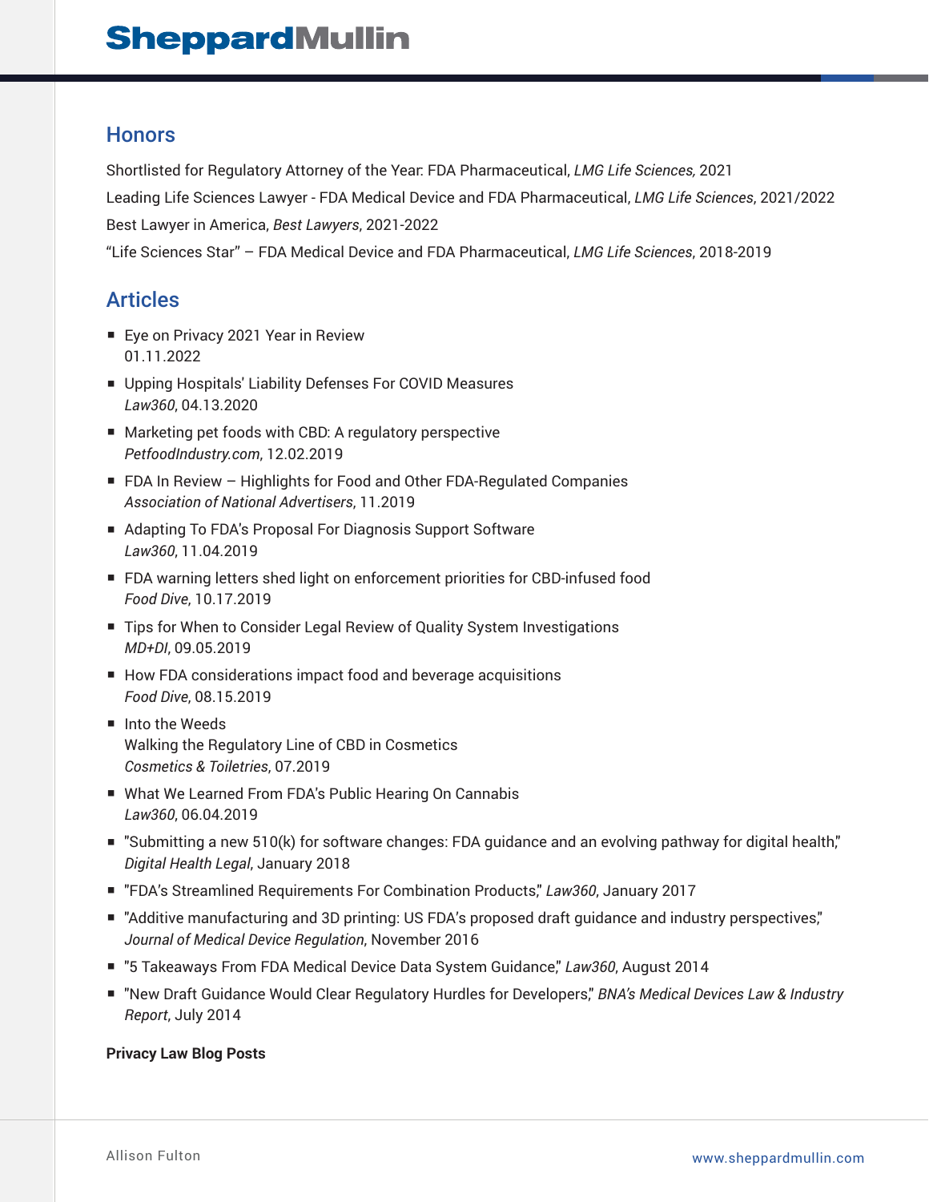## Honors

Shortlisted for Regulatory Attorney of the Year: FDA Pharmaceutical, *LMG Life Sciences,* 2021

Leading Life Sciences Lawyer - FDA Medical Device and FDA Pharmaceutical, *LMG Life Sciences*, 2021/2022

Best Lawyer in America, *Best Lawyers*, 2021-2022

"Life Sciences Star" – FDA Medical Device and FDA Pharmaceutical, *LMG Life Sciences*, 2018-2019

## Articles

- Eye on Privacy 2021 Year in Review
  01.11.2022
- Upping Hospitals' Liability Defenses For COVID Measures
  *Law360*, 04.13.2020
- Marketing pet foods with CBD: A regulatory perspective
  *PetfoodIndustry.com*, 12.02.2019
- FDA In Review – Highlights for Food and Other FDA-Regulated Companies
  *Association of National Advertisers*, 11.2019
- Adapting To FDA's Proposal For Diagnosis Support Software
  *Law360*, 11.04.2019
- FDA warning letters shed light on enforcement priorities for CBD-infused food
  *Food Dive*, 10.17.2019
- Tips for When to Consider Legal Review of Quality System Investigations
  *MD+DI*, 09.05.2019
- How FDA considerations impact food and beverage acquisitions
  *Food Dive*, 08.15.2019
- Into the Weeds
  Walking the Regulatory Line of CBD in Cosmetics
  *Cosmetics & Toiletries*, 07.2019
- What We Learned From FDA's Public Hearing On Cannabis
  *Law360*, 06.04.2019
- "Submitting a new 510(k) for software changes: FDA guidance and an evolving pathway for digital health," *Digital Health Legal*, January 2018
- "FDA's Streamlined Requirements For Combination Products," *Law360*, January 2017
- "Additive manufacturing and 3D printing: US FDA's proposed draft guidance and industry perspectives," *Journal of Medical Device Regulation*, November 2016
- "5 Takeaways From FDA Medical Device Data System Guidance," *Law360*, August 2014
- "New Draft Guidance Would Clear Regulatory Hurdles for Developers," *BNA's Medical Devices Law & Industry Report*, July 2014

**Privacy Law Blog Posts**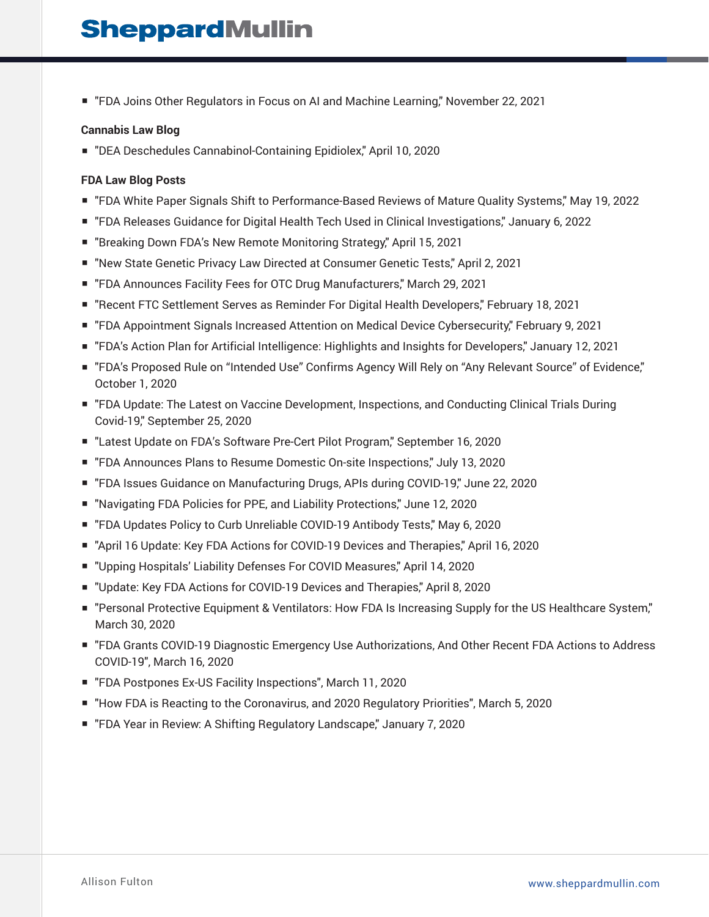- "FDA Joins Other Regulators in Focus on AI and Machine Learning," November 22, 2021

**Cannabis Law Blog**

- "DEA Deschedules Cannabinol-Containing Epidiolex," April 10, 2020

**FDA Law Blog Posts**

- "FDA White Paper Signals Shift to Performance-Based Reviews of Mature Quality Systems," May 19, 2022
- "FDA Releases Guidance for Digital Health Tech Used in Clinical Investigations," January 6, 2022
- "Breaking Down FDA's New Remote Monitoring Strategy," April 15, 2021
- "New State Genetic Privacy Law Directed at Consumer Genetic Tests," April 2, 2021
- "FDA Announces Facility Fees for OTC Drug Manufacturers," March 29, 2021
- "Recent FTC Settlement Serves as Reminder For Digital Health Developers," February 18, 2021
- "FDA Appointment Signals Increased Attention on Medical Device Cybersecurity," February 9, 2021
- "FDA's Action Plan for Artificial Intelligence: Highlights and Insights for Developers," January 12, 2021
- "FDA's Proposed Rule on "Intended Use" Confirms Agency Will Rely on "Any Relevant Source" of Evidence," October 1, 2020
- "FDA Update: The Latest on Vaccine Development, Inspections, and Conducting Clinical Trials During Covid-19," September 25, 2020
- "Latest Update on FDA's Software Pre-Cert Pilot Program," September 16, 2020
- "FDA Announces Plans to Resume Domestic On-site Inspections," July 13, 2020
- "FDA Issues Guidance on Manufacturing Drugs, APIs during COVID-19," June 22, 2020
- "Navigating FDA Policies for PPE, and Liability Protections," June 12, 2020
- "FDA Updates Policy to Curb Unreliable COVID-19 Antibody Tests," May 6, 2020
- "April 16 Update: Key FDA Actions for COVID-19 Devices and Therapies," April 16, 2020
- "Upping Hospitals' Liability Defenses For COVID Measures," April 14, 2020
- "Update: Key FDA Actions for COVID-19 Devices and Therapies," April 8, 2020
- "Personal Protective Equipment & Ventilators: How FDA Is Increasing Supply for the US Healthcare System," March 30, 2020
- "FDA Grants COVID-19 Diagnostic Emergency Use Authorizations, And Other Recent FDA Actions to Address COVID-19", March 16, 2020
- "FDA Postpones Ex-US Facility Inspections", March 11, 2020
- "How FDA is Reacting to the Coronavirus, and 2020 Regulatory Priorities", March 5, 2020
- "FDA Year in Review: A Shifting Regulatory Landscape," January 7, 2020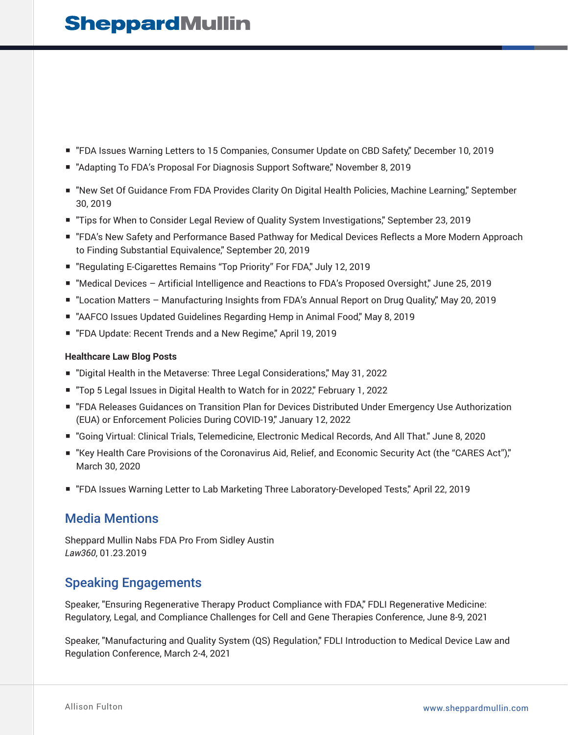- "FDA Issues Warning Letters to 15 Companies, Consumer Update on CBD Safety," December 10, 2019
- "Adapting To FDA's Proposal For Diagnosis Support Software," November 8, 2019
- "New Set Of Guidance From FDA Provides Clarity On Digital Health Policies, Machine Learning," September 30, 2019
- "Tips for When to Consider Legal Review of Quality System Investigations," September 23, 2019
- "FDA's New Safety and Performance Based Pathway for Medical Devices Reflects a More Modern Approach to Finding Substantial Equivalence," September 20, 2019
- "Regulating E-Cigarettes Remains "Top Priority" For FDA," July 12, 2019
- "Medical Devices – Artificial Intelligence and Reactions to FDA's Proposed Oversight," June 25, 2019
- "Location Matters – Manufacturing Insights from FDA's Annual Report on Drug Quality," May 20, 2019
- "AAFCO Issues Updated Guidelines Regarding Hemp in Animal Food," May 8, 2019
- "FDA Update: Recent Trends and a New Regime," April 19, 2019

**Healthcare Law Blog Posts**

- "Digital Health in the Metaverse: Three Legal Considerations," May 31, 2022
- "Top 5 Legal Issues in Digital Health to Watch for in 2022," February 1, 2022
- "FDA Releases Guidances on Transition Plan for Devices Distributed Under Emergency Use Authorization (EUA) or Enforcement Policies During COVID-19," January 12, 2022
- "Going Virtual: Clinical Trials, Telemedicine, Electronic Medical Records, And All That." June 8, 2020
- "Key Health Care Provisions of the Coronavirus Aid, Relief, and Economic Security Act (the "CARES Act")," March 30, 2020
- "FDA Issues Warning Letter to Lab Marketing Three Laboratory-Developed Tests," April 22, 2019

## Media Mentions

Sheppard Mullin Nabs FDA Pro From Sidley Austin
*Law360*, 01.23.2019

## Speaking Engagements

Speaker, "Ensuring Regenerative Therapy Product Compliance with FDA," FDLI Regenerative Medicine: Regulatory, Legal, and Compliance Challenges for Cell and Gene Therapies Conference, June 8-9, 2021

Speaker, "Manufacturing and Quality System (QS) Regulation," FDLI Introduction to Medical Device Law and Regulation Conference, March 2-4, 2021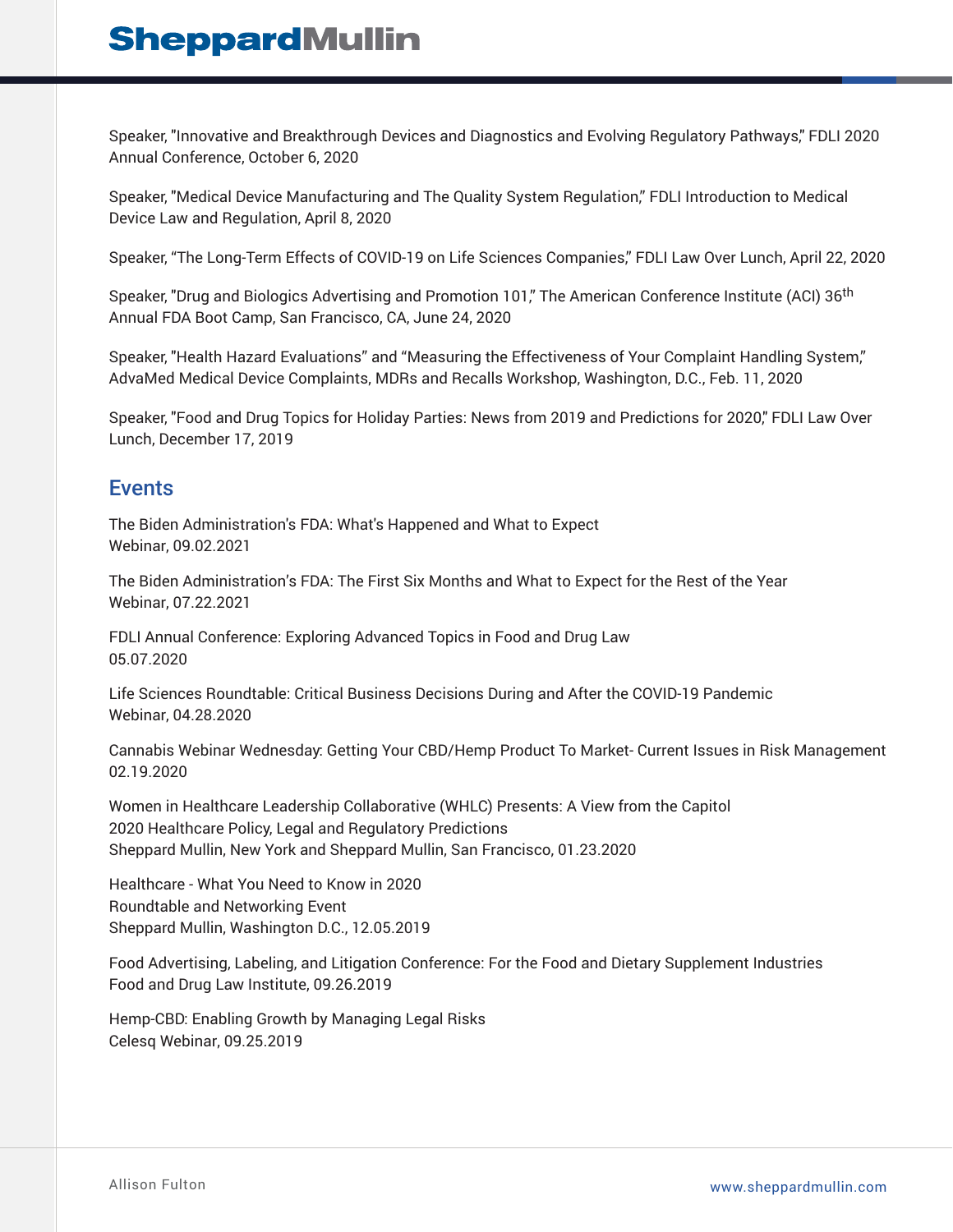Speaker, "Innovative and Breakthrough Devices and Diagnostics and Evolving Regulatory Pathways," FDLI 2020 Annual Conference, October 6, 2020

Speaker, "Medical Device Manufacturing and The Quality System Regulation," FDLI Introduction to Medical Device Law and Regulation, April 8, 2020

Speaker, "The Long-Term Effects of COVID-19 on Life Sciences Companies," FDLI Law Over Lunch, April 22, 2020

Speaker, "Drug and Biologics Advertising and Promotion 101," The American Conference Institute (ACI) 36th Annual FDA Boot Camp, San Francisco, CA, June 24, 2020

Speaker, "Health Hazard Evaluations" and "Measuring the Effectiveness of Your Complaint Handling System," AdvaMed Medical Device Complaints, MDRs and Recalls Workshop, Washington, D.C., Feb. 11, 2020

Speaker, "Food and Drug Topics for Holiday Parties: News from 2019 and Predictions for 2020," FDLI Law Over Lunch, December 17, 2019

## Events

The Biden Administration's FDA: What's Happened and What to Expect
Webinar, 09.02.2021

The Biden Administration's FDA: The First Six Months and What to Expect for the Rest of the Year
Webinar, 07.22.2021

FDLI Annual Conference: Exploring Advanced Topics in Food and Drug Law
05.07.2020

Life Sciences Roundtable: Critical Business Decisions During and After the COVID-19 Pandemic
Webinar, 04.28.2020

Cannabis Webinar Wednesday: Getting Your CBD/Hemp Product To Market- Current Issues in Risk Management
02.19.2020

Women in Healthcare Leadership Collaborative (WHLC) Presents: A View from the Capitol
2020 Healthcare Policy, Legal and Regulatory Predictions
Sheppard Mullin, New York and Sheppard Mullin, San Francisco, 01.23.2020

Healthcare - What You Need to Know in 2020
Roundtable and Networking Event
Sheppard Mullin, Washington D.C., 12.05.2019

Food Advertising, Labeling, and Litigation Conference: For the Food and Dietary Supplement Industries
Food and Drug Law Institute, 09.26.2019

Hemp-CBD: Enabling Growth by Managing Legal Risks
Celesq Webinar, 09.25.2019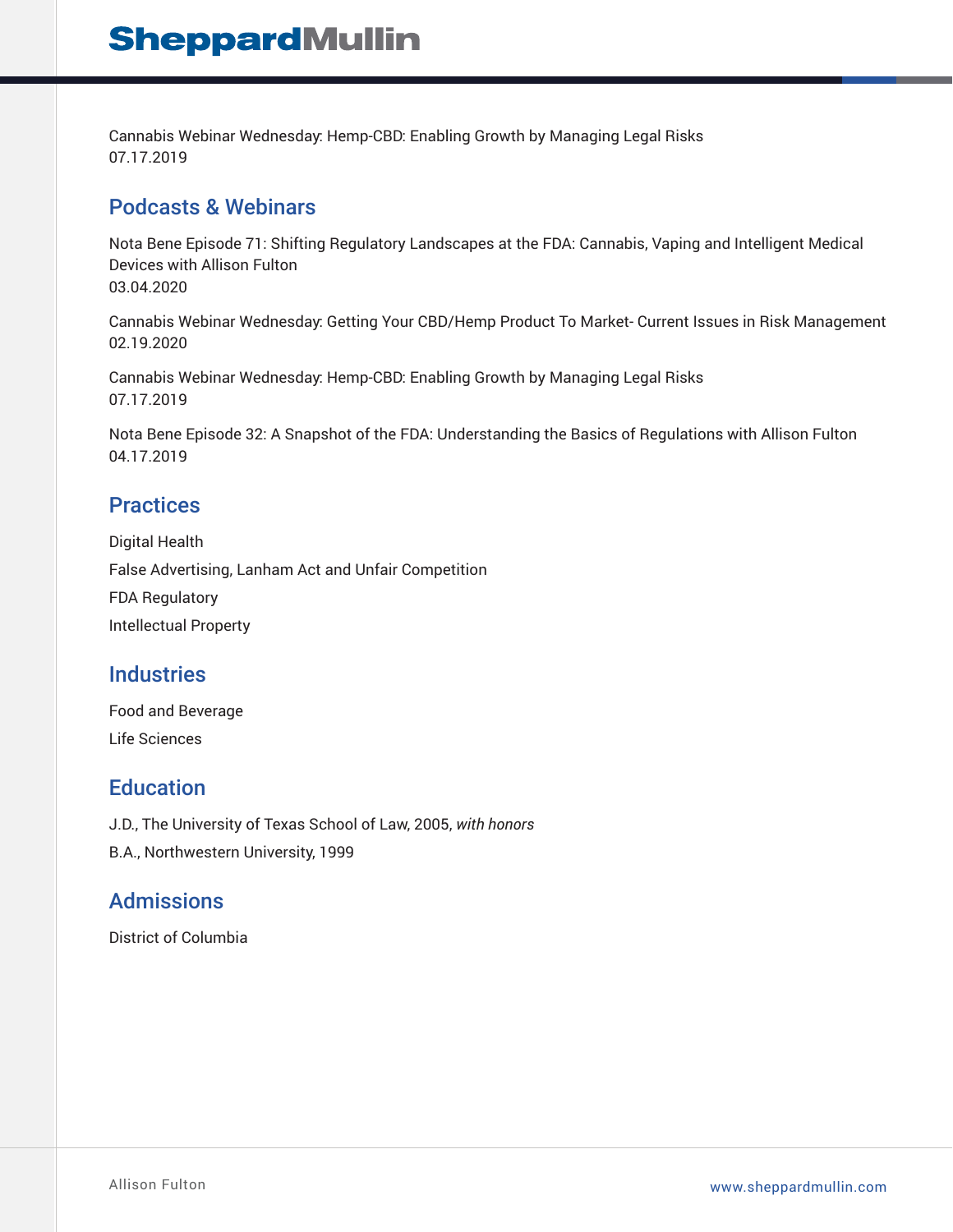Cannabis Webinar Wednesday: Hemp-CBD: Enabling Growth by Managing Legal Risks
07.17.2019

## Podcasts & Webinars

Nota Bene Episode 71: Shifting Regulatory Landscapes at the FDA: Cannabis, Vaping and Intelligent Medical Devices with Allison Fulton
03.04.2020

Cannabis Webinar Wednesday: Getting Your CBD/Hemp Product To Market- Current Issues in Risk Management
02.19.2020

Cannabis Webinar Wednesday: Hemp-CBD: Enabling Growth by Managing Legal Risks
07.17.2019

Nota Bene Episode 32: A Snapshot of the FDA: Understanding the Basics of Regulations with Allison Fulton
04.17.2019

## Practices

Digital Health

False Advertising, Lanham Act and Unfair Competition

FDA Regulatory

Intellectual Property

## Industries

Food and Beverage

Life Sciences

## Education

J.D., The University of Texas School of Law, 2005, *with honors*

B.A., Northwestern University, 1999

## Admissions

District of Columbia